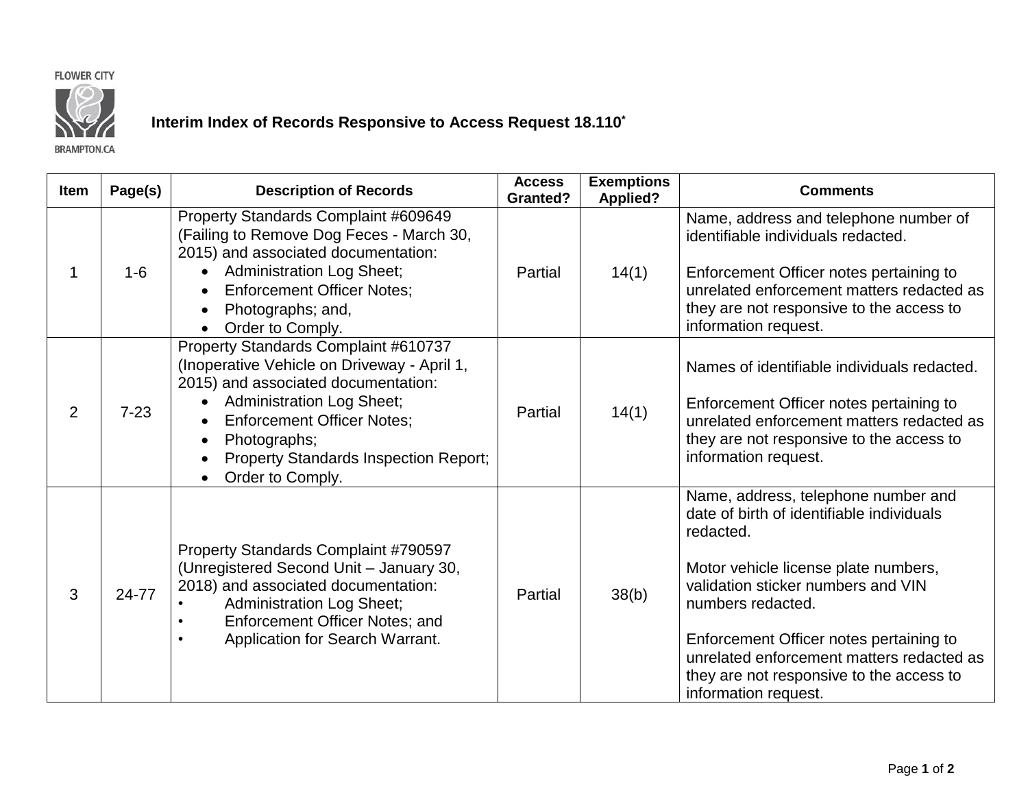FLOWER CITY

BRAMPTON.CA

# Interim Index of Records Responsive to Access Request 18.110*

| Item | Page(s) | Description of Records | Access Granted? | Exemptions Applied? | Comments |
|---|---|---|---|---|---|
| 1 | 1-6 | Property Standards Complaint #609649 (Failing to Remove Dog Feces - March 30, 2015) and associated documentation:<br>• Administration Log Sheet;<br>• Enforcement Officer Notes;<br>• Photographs; and,<br>• Order to Comply. | Partial | 14(1) | Name, address and telephone number of identifiable individuals redacted.<br><br>Enforcement Officer notes pertaining to unrelated enforcement matters redacted as they are not responsive to the access to information request. |
| 2 | 7-23 | Property Standards Complaint #610737 (Inoperative Vehicle on Driveway - April 1, 2015) and associated documentation:<br>• Administration Log Sheet;<br>• Enforcement Officer Notes;<br>• Photographs;<br>• Property Standards Inspection Report;<br>• Order to Comply. | Partial | 14(1) | Names of identifiable individuals redacted.<br><br>Enforcement Officer notes pertaining to unrelated enforcement matters redacted as they are not responsive to the access to information request. |
| 3 | 24-77 | Property Standards Complaint #790597 (Unregistered Second Unit – January 30, 2018) and associated documentation:<br>• Administration Log Sheet;<br>• Enforcement Officer Notes; and<br>• Application for Search Warrant. | Partial | 38(b) | Name, address, telephone number and date of birth of identifiable individuals redacted.<br><br>Motor vehicle license plate numbers, validation sticker numbers and VIN numbers redacted.<br><br>Enforcement Officer notes pertaining to unrelated enforcement matters redacted as they are not responsive to the access to information request. |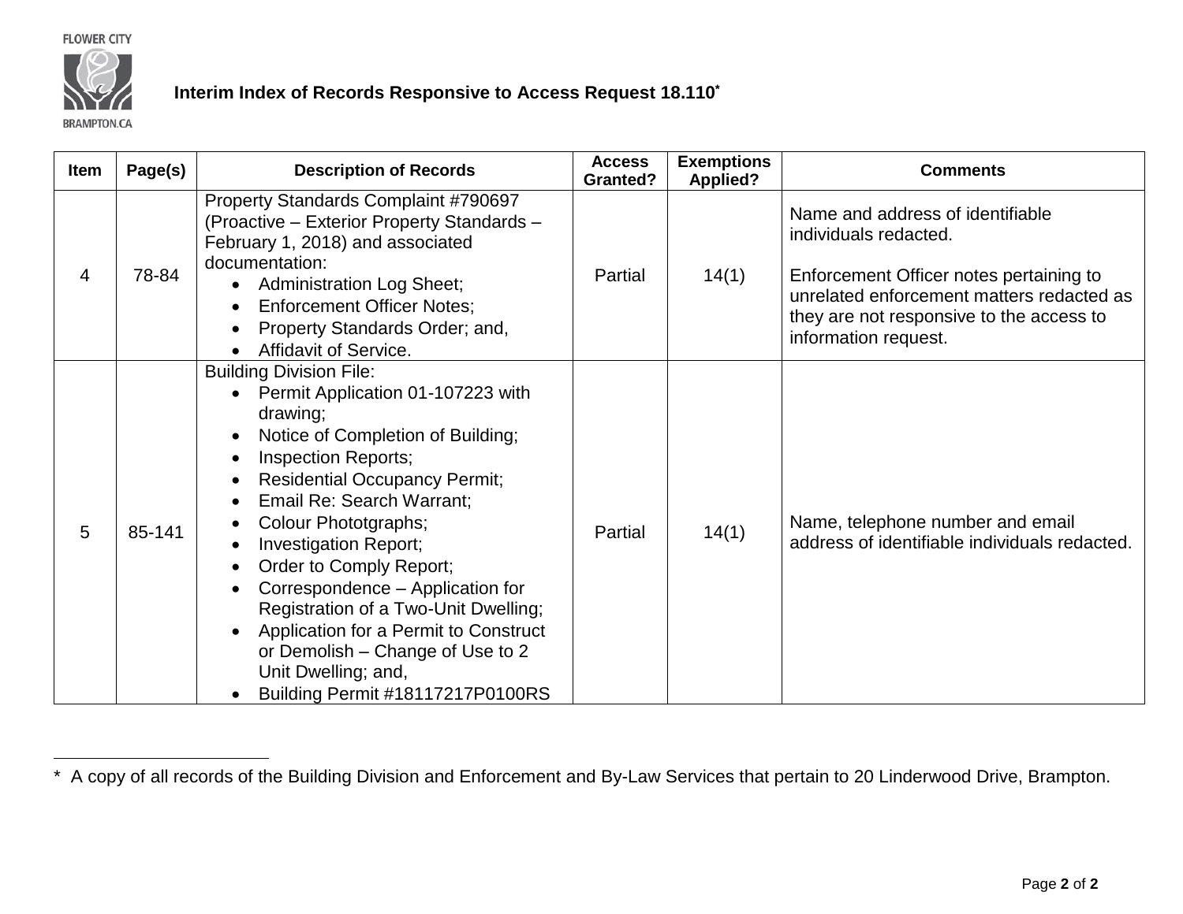FLOWER CITY

BRAMPTON.CA

## Interim Index of Records Responsive to Access Request 18.110*

| Item | Page(s) | Description of Records | Access Granted? | Exemptions Applied? | Comments |
|---|---|---|---|---|---|
| 4 | 78-84 | Property Standards Complaint #790697 (Proactive – Exterior Property Standards – February 1, 2018) and associated documentation:<br>• Administration Log Sheet;<br>• Enforcement Officer Notes;<br>• Property Standards Order; and,<br>• Affidavit of Service. | Partial | 14(1) | Name and address of identifiable individuals redacted.<br><br>Enforcement Officer notes pertaining to unrelated enforcement matters redacted as they are not responsive to the access to information request. |
| 5 | 85-141 | Building Division File:<br>• Permit Application 01-107223 with drawing;<br>• Notice of Completion of Building;<br>• Inspection Reports;<br>• Residential Occupancy Permit;<br>• Email Re: Search Warrant;<br>• Colour Phototgraphs;<br>• Investigation Report;<br>• Order to Comply Report;<br>• Correspondence – Application for Registration of a Two-Unit Dwelling;<br>• Application for a Permit to Construct or Demolish – Change of Use to 2 Unit Dwelling; and,<br>• Building Permit #18117217P0100RS | Partial | 14(1) | Name, telephone number and email address of identifiable individuals redacted. |

\* A copy of all records of the Building Division and Enforcement and By-Law Services that pertain to 20 Linderwood Drive, Brampton.